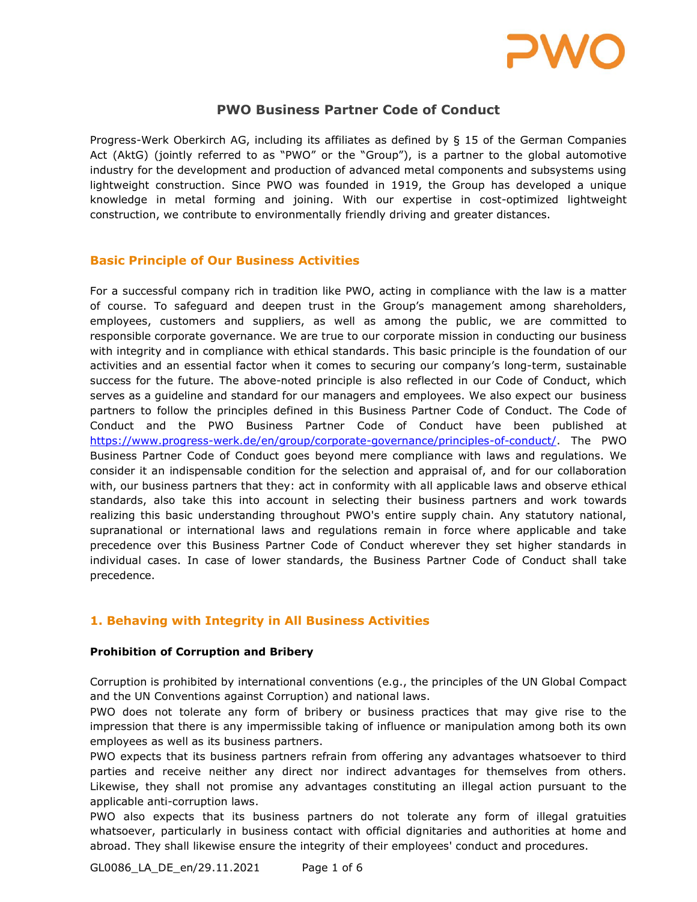# PWO Business Partner Code of Conduct

Progress-Werk Oberkirch AG, including its affiliates as defined by § 15 of the German Companies Act (AktG) (jointly referred to as "PWO" or the "Group"), is a partner to the global automotive industry for the development and production of advanced metal components and subsystems using lightweight construction. Since PWO was founded in 1919, the Group has developed a unique knowledge in metal forming and joining. With our expertise in cost-optimized lightweight construction, we contribute to environmentally friendly driving and greater distances.

## Basic Principle of Our Business Activities

For a successful company rich in tradition like PWO, acting in compliance with the law is a matter of course. To safeguard and deepen trust in the Group's management among shareholders, employees, customers and suppliers, as well as among the public, we are committed to responsible corporate governance. We are true to our corporate mission in conducting our business with integrity and in compliance with ethical standards. This basic principle is the foundation of our activities and an essential factor when it comes to securing our company's long-term, sustainable success for the future. The above-noted principle is also reflected in our Code of Conduct, which serves as a guideline and standard for our managers and employees. We also expect our business partners to follow the principles defined in this Business Partner Code of Conduct. The Code of Conduct and the PWO Business Partner Code of Conduct have been published at https://www.progress-werk.de/en/group/corporate-governance/principles-of-conduct/. The PWO Business Partner Code of Conduct goes beyond mere compliance with laws and regulations. We consider it an indispensable condition for the selection and appraisal of, and for our collaboration with, our business partners that they: act in conformity with all applicable laws and observe ethical standards, also take this into account in selecting their business partners and work towards realizing this basic understanding throughout PWO's entire supply chain. Any statutory national, supranational or international laws and regulations remain in force where applicable and take precedence over this Business Partner Code of Conduct wherever they set higher standards in individual cases. In case of lower standards, the Business Partner Code of Conduct shall take precedence.

## 1. Behaving with Integrity in All Business Activities

### Prohibition of Corruption and Bribery

Corruption is prohibited by international conventions (e.g., the principles of the UN Global Compact and the UN Conventions against Corruption) and national laws.

PWO does not tolerate any form of bribery or business practices that may give rise to the impression that there is any impermissible taking of influence or manipulation among both its own employees as well as its business partners.

PWO expects that its business partners refrain from offering any advantages whatsoever to third parties and receive neither any direct nor indirect advantages for themselves from others. Likewise, they shall not promise any advantages constituting an illegal action pursuant to the applicable anti-corruption laws.

PWO also expects that its business partners do not tolerate any form of illegal gratuities whatsoever, particularly in business contact with official dignitaries and authorities at home and abroad. They shall likewise ensure the integrity of their employees' conduct and procedures.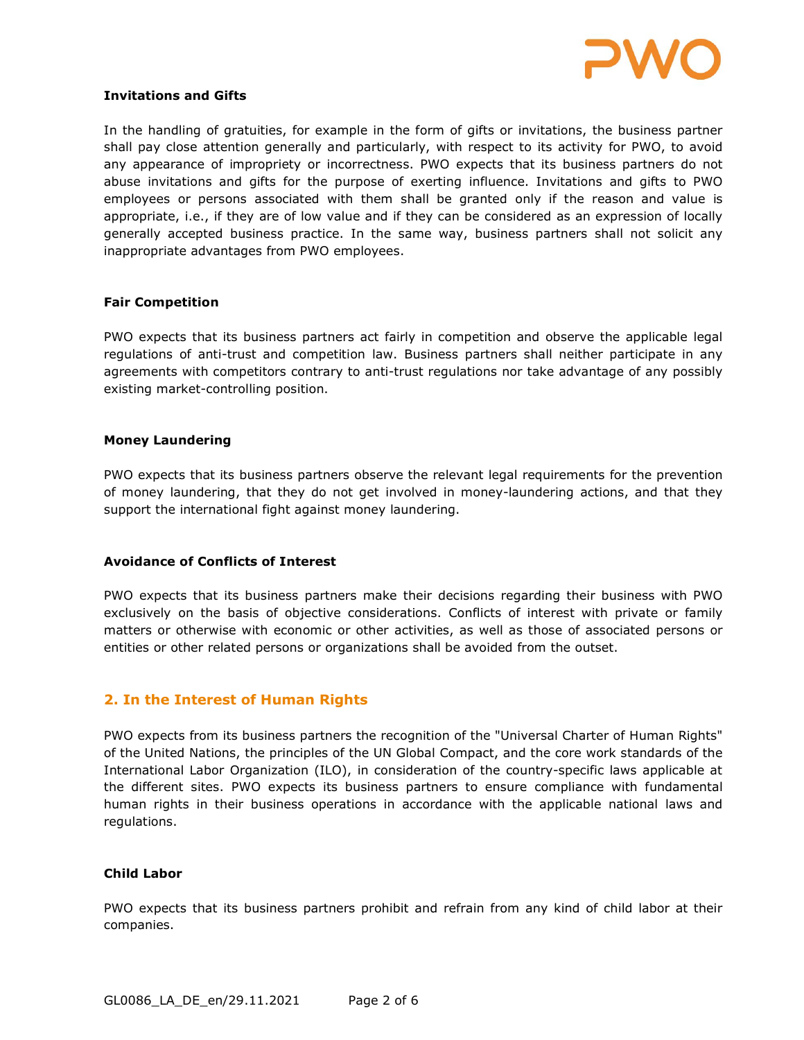**Invitations and Gifts**

In the handling of gratuities, for example in the form of gifts or invitations, the business partner shall pay close attention generally and particularly, with respect to its activity for PWO, to avoid any appearance of impropriety or incorrectness. PWO expects that its business partners do not abuse invitations and gifts for the purpose of exerting influence. Invitations and gifts to PWO employees or persons associated with them shall be granted only if the reason and value is appropriate, i.e., if they are of low value and if they can be considered as an expression of locally generally accepted business practice. In the same way, business partners shall not solicit any inappropriate advantages from PWO employees.

**Fair Competition**

PWO expects that its business partners act fairly in competition and observe the applicable legal regulations of anti-trust and competition law. Business partners shall neither participate in any agreements with competitors contrary to anti-trust regulations nor take advantage of any possibly existing market-controlling position.

**Money Laundering**

PWO expects that its business partners observe the relevant legal requirements for the prevention of money laundering, that they do not get involved in money-laundering actions, and that they support the international fight against money laundering.

**Avoidance of Conflicts of Interest**

PWO expects that its business partners make their decisions regarding their business with PWO exclusively on the basis of objective considerations. Conflicts of interest with private or family matters or otherwise with economic or other activities, as well as those of associated persons or entities or other related persons or organizations shall be avoided from the outset.

## 2. In the Interest of Human Rights

PWO expects from its business partners the recognition of the "Universal Charter of Human Rights" of the United Nations, the principles of the UN Global Compact, and the core work standards of the International Labor Organization (ILO), in consideration of the country-specific laws applicable at the different sites. PWO expects its business partners to ensure compliance with fundamental human rights in their business operations in accordance with the applicable national laws and regulations.

**Child Labor**

PWO expects that its business partners prohibit and refrain from any kind of child labor at their companies.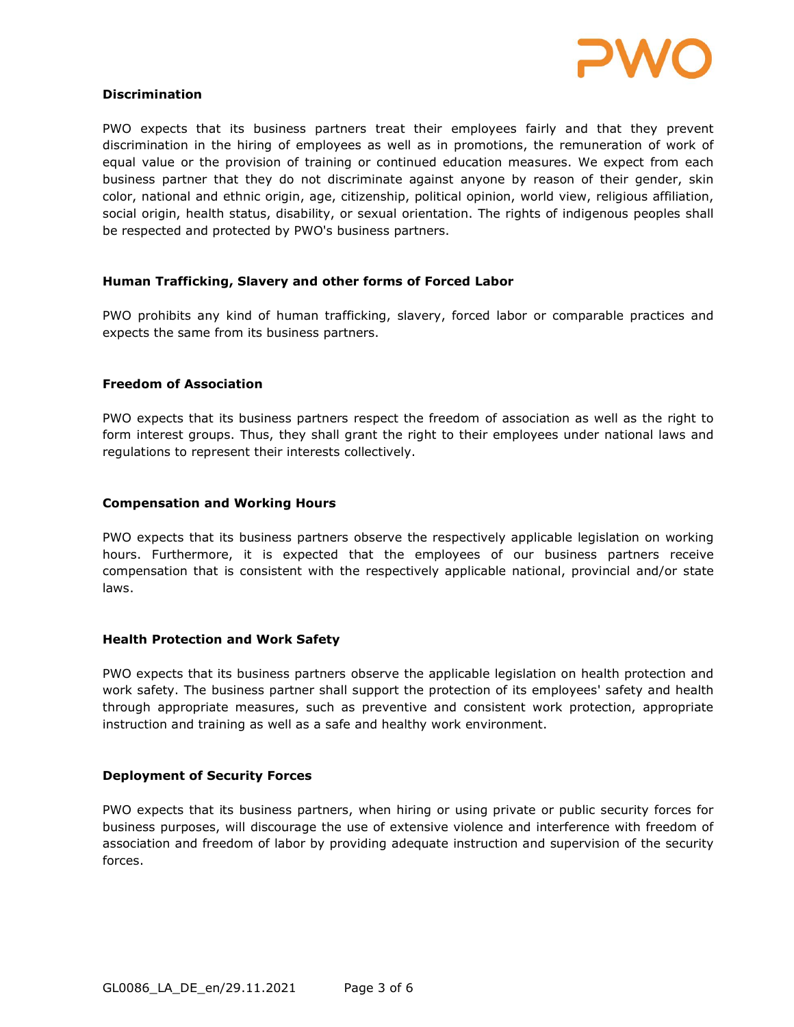**Discrimination**

PWO expects that its business partners treat their employees fairly and that they prevent discrimination in the hiring of employees as well as in promotions, the remuneration of work of equal value or the provision of training or continued education measures. We expect from each business partner that they do not discriminate against anyone by reason of their gender, skin color, national and ethnic origin, age, citizenship, political opinion, world view, religious affiliation, social origin, health status, disability, or sexual orientation. The rights of indigenous peoples shall be respected and protected by PWO's business partners.

**Human Trafficking, Slavery and other forms of Forced Labor**

PWO prohibits any kind of human trafficking, slavery, forced labor or comparable practices and expects the same from its business partners.

**Freedom of Association**

PWO expects that its business partners respect the freedom of association as well as the right to form interest groups. Thus, they shall grant the right to their employees under national laws and regulations to represent their interests collectively.

**Compensation and Working Hours**

PWO expects that its business partners observe the respectively applicable legislation on working hours. Furthermore, it is expected that the employees of our business partners receive compensation that is consistent with the respectively applicable national, provincial and/or state laws.

**Health Protection and Work Safety**

PWO expects that its business partners observe the applicable legislation on health protection and work safety. The business partner shall support the protection of its employees' safety and health through appropriate measures, such as preventive and consistent work protection, appropriate instruction and training as well as a safe and healthy work environment.

**Deployment of Security Forces**

PWO expects that its business partners, when hiring or using private or public security forces for business purposes, will discourage the use of extensive violence and interference with freedom of association and freedom of labor by providing adequate instruction and supervision of the security forces.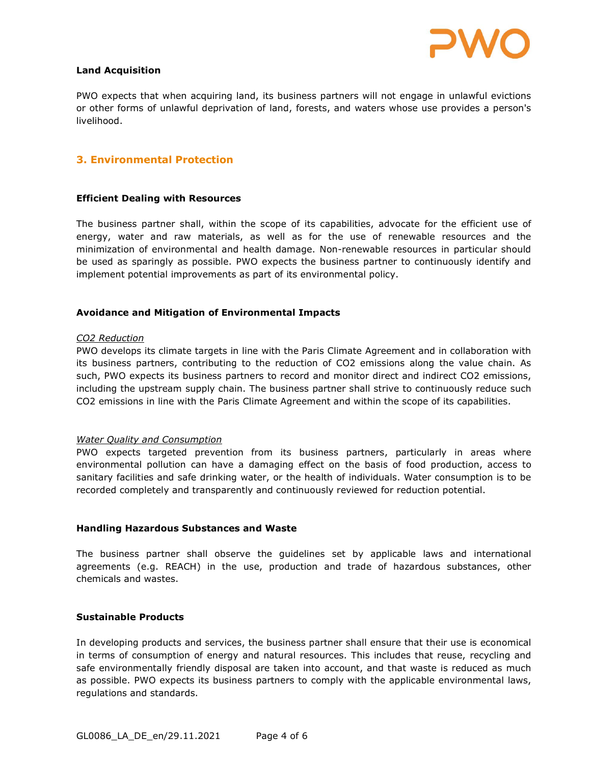### Land Acquisition

PWO expects that when acquiring land, its business partners will not engage in unlawful evictions or other forms of unlawful deprivation of land, forests, and waters whose use provides a person's livelihood.

## 3. Environmental Protection

### Efficient Dealing with Resources

The business partner shall, within the scope of its capabilities, advocate for the efficient use of energy, water and raw materials, as well as for the use of renewable resources and the minimization of environmental and health damage. Non-renewable resources in particular should be used as sparingly as possible. PWO expects the business partner to continuously identify and implement potential improvements as part of its environmental policy.

### Avoidance and Mitigation of Environmental Impacts

*CO2 Reduction*

PWO develops its climate targets in line with the Paris Climate Agreement and in collaboration with its business partners, contributing to the reduction of $CO_2$ emissions along the value chain. As such, PWO expects its business partners to record and monitor direct and indirect $CO_2$ emissions, including the upstream supply chain. The business partner shall strive to continuously reduce such $CO_2$ emissions in line with the Paris Climate Agreement and within the scope of its capabilities.

*Water Quality and Consumption*

PWO expects targeted prevention from its business partners, particularly in areas where environmental pollution can have a damaging effect on the basis of food production, access to sanitary facilities and safe drinking water, or the health of individuals. Water consumption is to be recorded completely and transparently and continuously reviewed for reduction potential.

### Handling Hazardous Substances and Waste

The business partner shall observe the guidelines set by applicable laws and international agreements (e.g. REACH) in the use, production and trade of hazardous substances, other chemicals and wastes.

### Sustainable Products

In developing products and services, the business partner shall ensure that their use is economical in terms of consumption of energy and natural resources. This includes that reuse, recycling and safe environmentally friendly disposal are taken into account, and that waste is reduced as much as possible. PWO expects its business partners to comply with the applicable environmental laws, regulations and standards.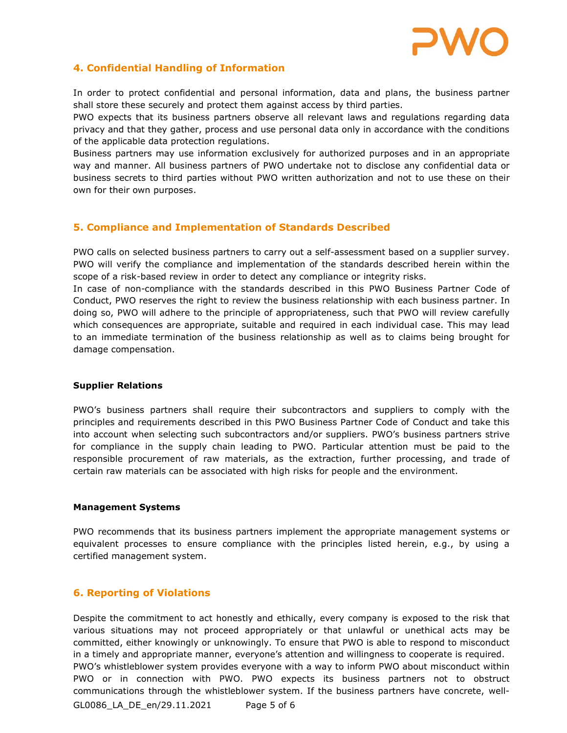## 4. Confidential Handling of Information

In order to protect confidential and personal information, data and plans, the business partner shall store these securely and protect them against access by third parties.
PWO expects that its business partners observe all relevant laws and regulations regarding data privacy and that they gather, process and use personal data only in accordance with the conditions of the applicable data protection regulations.
Business partners may use information exclusively for authorized purposes and in an appropriate way and manner. All business partners of PWO undertake not to disclose any confidential data or business secrets to third parties without PWO written authorization and not to use these on their own for their own purposes.

## 5. Compliance and Implementation of Standards Described

PWO calls on selected business partners to carry out a self-assessment based on a supplier survey. PWO will verify the compliance and implementation of the standards described herein within the scope of a risk-based review in order to detect any compliance or integrity risks.
In case of non-compliance with the standards described in this PWO Business Partner Code of Conduct, PWO reserves the right to review the business relationship with each business partner. In doing so, PWO will adhere to the principle of appropriateness, such that PWO will review carefully which consequences are appropriate, suitable and required in each individual case. This may lead to an immediate termination of the business relationship as well as to claims being brought for damage compensation.

### Supplier Relations

PWO's business partners shall require their subcontractors and suppliers to comply with the principles and requirements described in this PWO Business Partner Code of Conduct and take this into account when selecting such subcontractors and/or suppliers. PWO's business partners strive for compliance in the supply chain leading to PWO. Particular attention must be paid to the responsible procurement of raw materials, as the extraction, further processing, and trade of certain raw materials can be associated with high risks for people and the environment.

### Management Systems

PWO recommends that its business partners implement the appropriate management systems or equivalent processes to ensure compliance with the principles listed herein, e.g., by using a certified management system.

## 6. Reporting of Violations

Despite the commitment to act honestly and ethically, every company is exposed to the risk that various situations may not proceed appropriately or that unlawful or unethical acts may be committed, either knowingly or unknowingly. To ensure that PWO is able to respond to misconduct in a timely and appropriate manner, everyone's attention and willingness to cooperate is required.
PWO's whistleblower system provides everyone with a way to inform PWO about misconduct within PWO or in connection with PWO. PWO expects its business partners not to obstruct communications through the whistleblower system. If the business partners have concrete, well-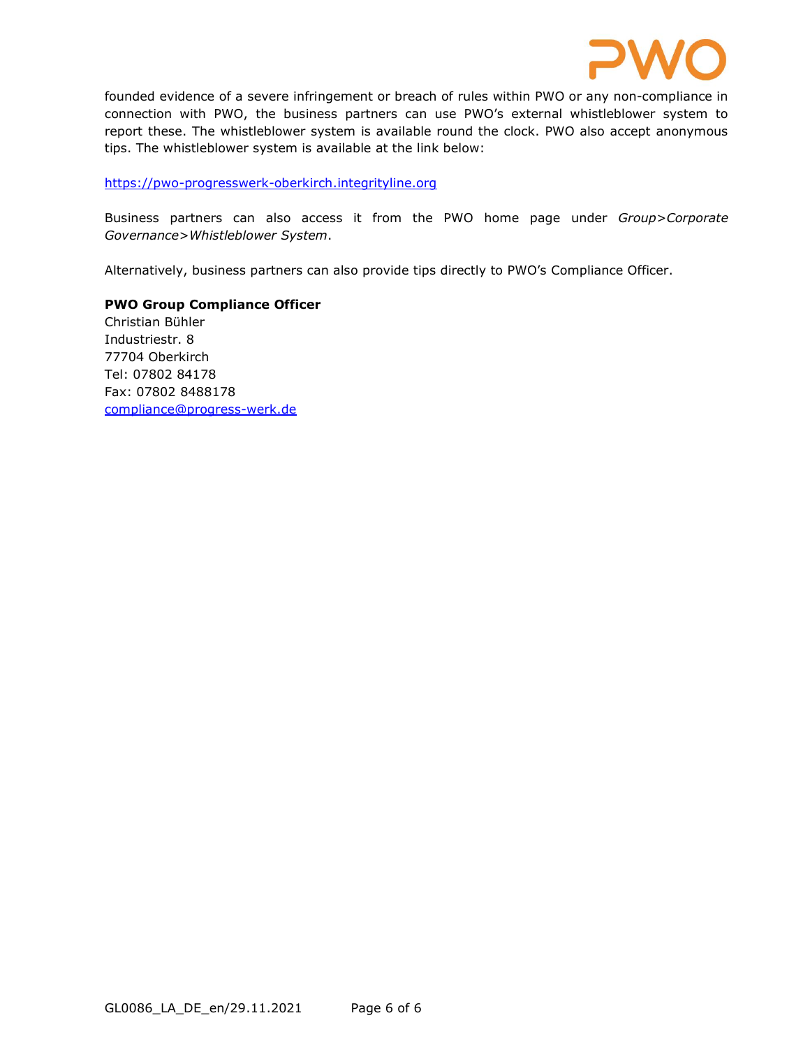founded evidence of a severe infringement or breach of rules within PWO or any non-compliance in connection with PWO, the business partners can use PWO's external whistleblower system to report these. The whistleblower system is available round the clock. PWO also accept anonymous tips. The whistleblower system is available at the link below:

https://pwo-progresswerk-oberkirch.integrityline.org

Business partners can also access it from the PWO home page under *Group>Corporate Governance>Whistleblower System*.

Alternatively, business partners can also provide tips directly to PWO's Compliance Officer.

**PWO Group Compliance Officer**
Christian Bühler
Industriestr. 8
77704 Oberkirch
Tel: 07802 84178
Fax: 07802 8488178
compliance@progress-werk.de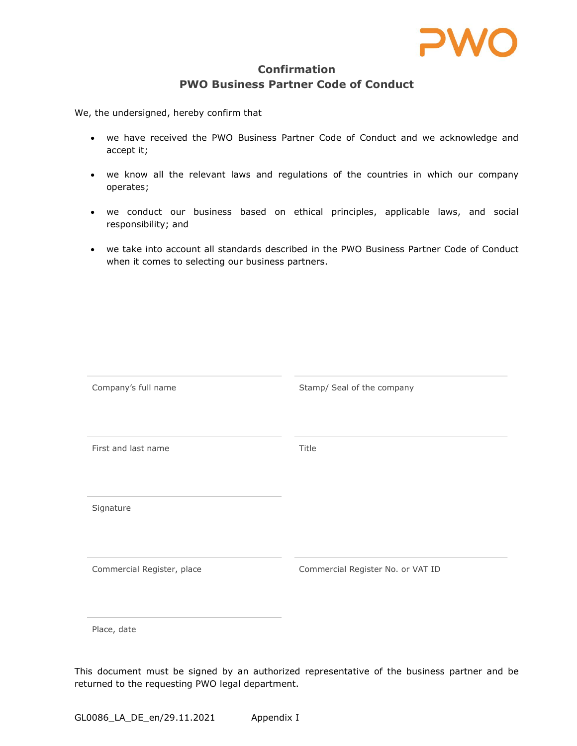# Confirmation
# PWO Business Partner Code of Conduct

We, the undersigned, hereby confirm that

- we have received the PWO Business Partner Code of Conduct and we acknowledge and accept it;
- we know all the relevant laws and regulations of the countries in which our company operates;
- we conduct our business based on ethical principles, applicable laws, and social responsibility; and
- we take into account all standards described in the PWO Business Partner Code of Conduct when it comes to selecting our business partners.

| | |
|---|---|
| Company's full name | Stamp/ Seal of the company |
| First and last name | Title |
| Signature | |
| Commercial Register, place | Commercial Register No. or VAT ID |
| Place, date | |

This document must be signed by an authorized representative of the business partner and be returned to the requesting PWO legal department.

GL0086_LA_DE_en/29.11.2021 Appendix I